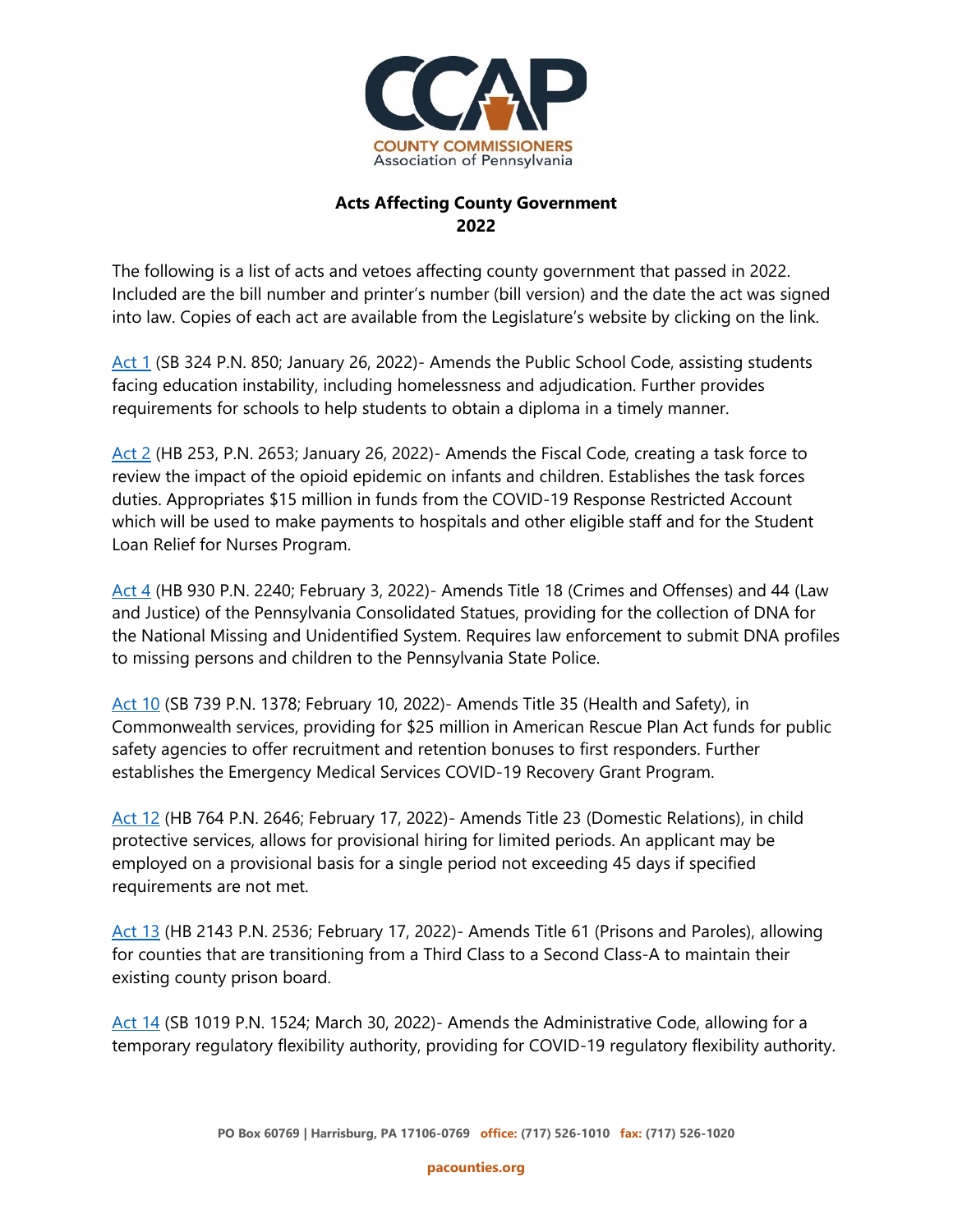**CCAP**
COUNTY COMMISSIONERS
Association of Pennsylvania

# Acts Affecting County Government 2022

The following is a list of acts and vetoes affecting county government that passed in 2022. Included are the bill number and printer's number (bill version) and the date the act was signed into law. Copies of each act are available from the Legislature's website by clicking on the link.

Act 1 (SB 324 P.N. 850; January 26, 2022)- Amends the Public School Code, assisting students facing education instability, including homelessness and adjudication. Further provides requirements for schools to help students to obtain a diploma in a timely manner.

Act 2 (HB 253, P.N. 2653; January 26, 2022)- Amends the Fiscal Code, creating a task force to review the impact of the opioid epidemic on infants and children. Establishes the task forces duties. Appropriates $15 million in funds from the COVID-19 Response Restricted Account which will be used to make payments to hospitals and other eligible staff and for the Student Loan Relief for Nurses Program.

Act 4 (HB 930 P.N. 2240; February 3, 2022)- Amends Title 18 (Crimes and Offenses) and 44 (Law and Justice) of the Pennsylvania Consolidated Statues, providing for the collection of DNA for the National Missing and Unidentified System. Requires law enforcement to submit DNA profiles to missing persons and children to the Pennsylvania State Police.

Act 10 (SB 739 P.N. 1378; February 10, 2022)- Amends Title 35 (Health and Safety), in Commonwealth services, providing for $25 million in American Rescue Plan Act funds for public safety agencies to offer recruitment and retention bonuses to first responders. Further establishes the Emergency Medical Services COVID-19 Recovery Grant Program.

Act 12 (HB 764 P.N. 2646; February 17, 2022)- Amends Title 23 (Domestic Relations), in child protective services, allows for provisional hiring for limited periods. An applicant may be employed on a provisional basis for a single period not exceeding 45 days if specified requirements are not met.

Act 13 (HB 2143 P.N. 2536; February 17, 2022)- Amends Title 61 (Prisons and Paroles), allowing for counties that are transitioning from a Third Class to a Second Class-A to maintain their existing county prison board.

Act 14 (SB 1019 P.N. 1524; March 30, 2022)- Amends the Administrative Code, allowing for a temporary regulatory flexibility authority, providing for COVID-19 regulatory flexibility authority.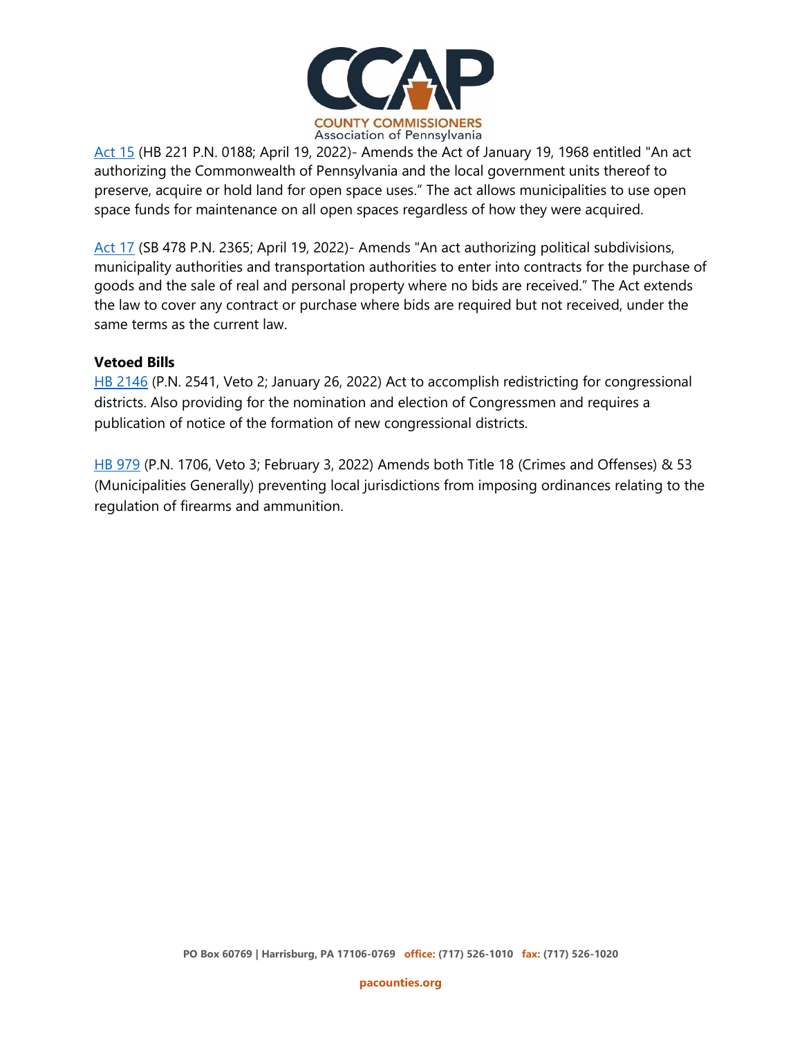Act 15 (HB 221 P.N. 0188; April 19, 2022)- Amends the Act of January 19, 1968 entitled "An act authorizing the Commonwealth of Pennsylvania and the local government units thereof to preserve, acquire or hold land for open space uses." The act allows municipalities to use open space funds for maintenance on all open spaces regardless of how they were acquired.

Act 17 (SB 478 P.N. 2365; April 19, 2022)- Amends "An act authorizing political subdivisions, municipality authorities and transportation authorities to enter into contracts for the purchase of goods and the sale of real and personal property where no bids are received." The Act extends the law to cover any contract or purchase where bids are required but not received, under the same terms as the current law.

**Vetoed Bills**

HB 2146 (P.N. 2541, Veto 2; January 26, 2022) Act to accomplish redistricting for congressional districts. Also providing for the nomination and election of Congressmen and requires a publication of notice of the formation of new congressional districts.

HB 979 (P.N. 1706, Veto 3; February 3, 2022) Amends both Title 18 (Crimes and Offenses) & 53 (Municipalities Generally) preventing local jurisdictions from imposing ordinances relating to the regulation of firearms and ammunition.